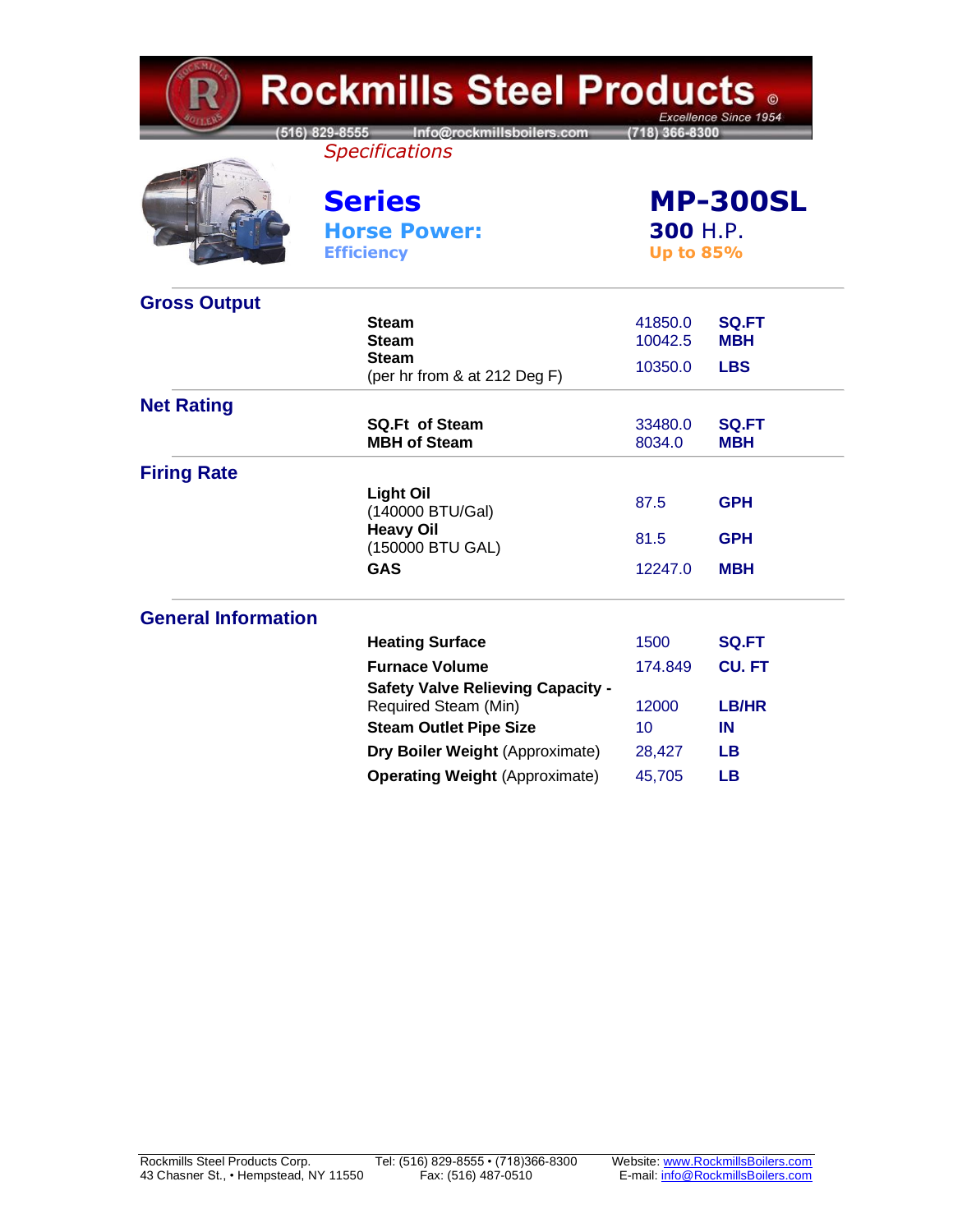# Rockmills Steel Products ©

*Excellence Since 1954*

(516) 829-8555 Info@rockmillsboilers.com (718) 366-8300

*Specifications*

## Series — MP-300SL

**Horse Power:** **300** H.P.

**Efficiency** Up to 85%

### Gross Output

| | | |
|---|---|---|
| **Steam** | 41850.0 | **SQ.FT** |
| **Steam** | 10042.5 | **MBH** |
| **Steam** (per hr from & at 212 Deg F) | 10350.0 | **LBS** |

### Net Rating

| | | |
|---|---|---|
| **SQ.Ft of Steam** | 33480.0 | **SQ.FT** |
| **MBH of Steam** | 8034.0 | **MBH** |

### Firing Rate

| | | |
|---|---|---|
| **Light Oil** (140000 BTU/Gal) | 87.5 | **GPH** |
| **Heavy Oil** (150000 BTU GAL) | 81.5 | **GPH** |
| **GAS** | 12247.0 | **MBH** |

### General Information

| | | |
|---|---|---|
| **Heating Surface** | 1500 | **SQ.FT** |
| **Furnace Volume** | 174.849 | **CU. FT** |
| **Safety Valve Relieving Capacity -** Required Steam (Min) | 12000 | **LB/HR** |
| **Steam Outlet Pipe Size** | 10 | **IN** |
| **Dry Boiler Weight** (Approximate) | 28,427 | **LB** |
| **Operating Weight** (Approximate) | 45,705 | **LB** |

Rockmills Steel Products Corp.
43 Chasner St., • Hempstead, NY 11550

Tel: (516) 829-8555 • (718)366-8300
Fax: (516) 487-0510

Website: www.RockmillsBoilers.com
E-mail: info@RockmillsBoilers.com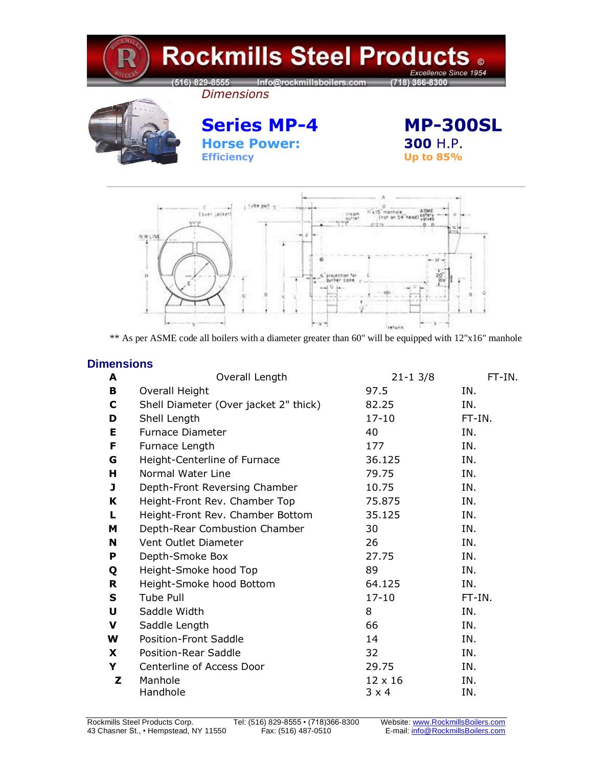# Rockmills Steel Products

Excellence Since 1954

(516) 829-8555 Info@rockmillsboilers.com (718) 366-8300

*Dimensions*

## Series MP-4 — MP-300SL

**Horse Power:** 300 H.P.

**Efficiency:** Up to 85%

** As per ASME code all boilers with a diameter greater than 60" will be equipped with 12"x16" manhole

## Dimensions

| | | | |
|---|---|---|---|
| **A** | Overall Length | 21-1 3/8 | FT-IN. |
| **B** | Overall Height | 97.5 | IN. |
| **C** | Shell Diameter (Over jacket 2" thick) | 82.25 | IN. |
| **D** | Shell Length | 17-10 | FT-IN. |
| **E** | Furnace Diameter | 40 | IN. |
| **F** | Furnace Length | 177 | IN. |
| **G** | Height-Centerline of Furnace | 36.125 | IN. |
| **H** | Normal Water Line | 79.75 | IN. |
| **J** | Depth-Front Reversing Chamber | 10.75 | IN. |
| **K** | Height-Front Rev. Chamber Top | 75.875 | IN. |
| **L** | Height-Front Rev. Chamber Bottom | 35.125 | IN. |
| **M** | Depth-Rear Combustion Chamber | 30 | IN. |
| **N** | Vent Outlet Diameter | 26 | IN. |
| **P** | Depth-Smoke Box | 27.75 | IN. |
| **Q** | Height-Smoke hood Top | 89 | IN. |
| **R** | Height-Smoke hood Bottom | 64.125 | IN. |
| **S** | Tube Pull | 17-10 | FT-IN. |
| **U** | Saddle Width | 8 | IN. |
| **V** | Saddle Length | 66 | IN. |
| **W** | Position-Front Saddle | 14 | IN. |
| **X** | Position-Rear Saddle | 32 | IN. |
| **Y** | Centerline of Access Door | 29.75 | IN. |
| **Z** | Manhole | 12 x 16 | IN. |
| | Handhole | 3 x 4 | IN. |

Rockmills Steel Products Corp.
43 Chasner St., • Hempstead, NY 11550

Tel: (516) 829-8555 • (718)366-8300
Fax: (516) 487-0510

Website: www.RockmillsBoilers.com
E-mail: info@RockmillsBoilers.com